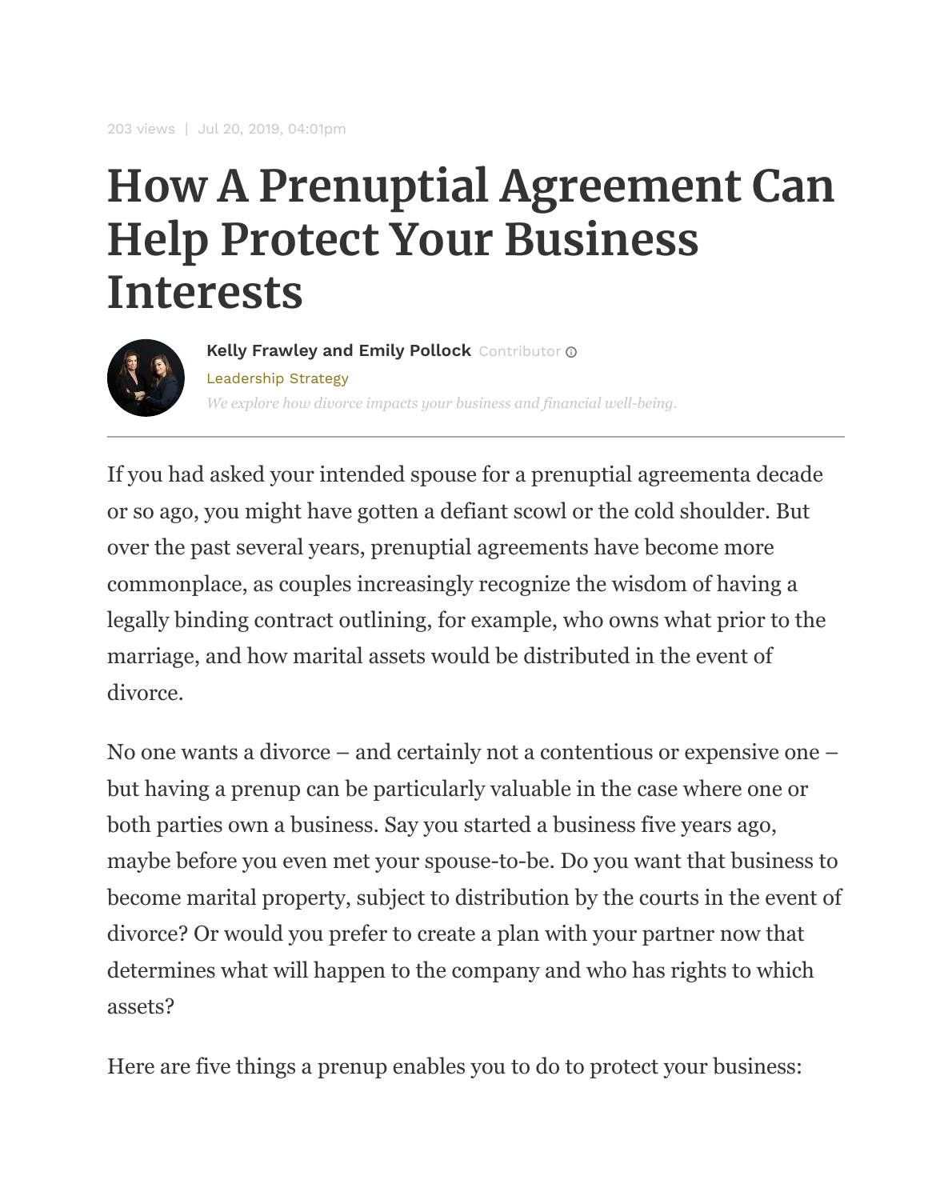203 views | Jul 20, 2019, 04:01pm

# How A Prenuptial Agreement Can Help Protect Your Business Interests

**Kelly Frawley and Emily Pollock** Contributor

Leadership Strategy

*We explore how divorce impacts your business and financial well-being.*

---

If you had asked your intended spouse for a prenuptial agreementa decade or so ago, you might have gotten a defiant scowl or the cold shoulder. But over the past several years, prenuptial agreements have become more commonplace, as couples increasingly recognize the wisdom of having a legally binding contract outlining, for example, who owns what prior to the marriage, and how marital assets would be distributed in the event of divorce.

No one wants a divorce – and certainly not a contentious or expensive one – but having a prenup can be particularly valuable in the case where one or both parties own a business. Say you started a business five years ago, maybe before you even met your spouse-to-be. Do you want that business to become marital property, subject to distribution by the courts in the event of divorce? Or would you prefer to create a plan with your partner now that determines what will happen to the company and who has rights to which assets?

Here are five things a prenup enables you to do to protect your business: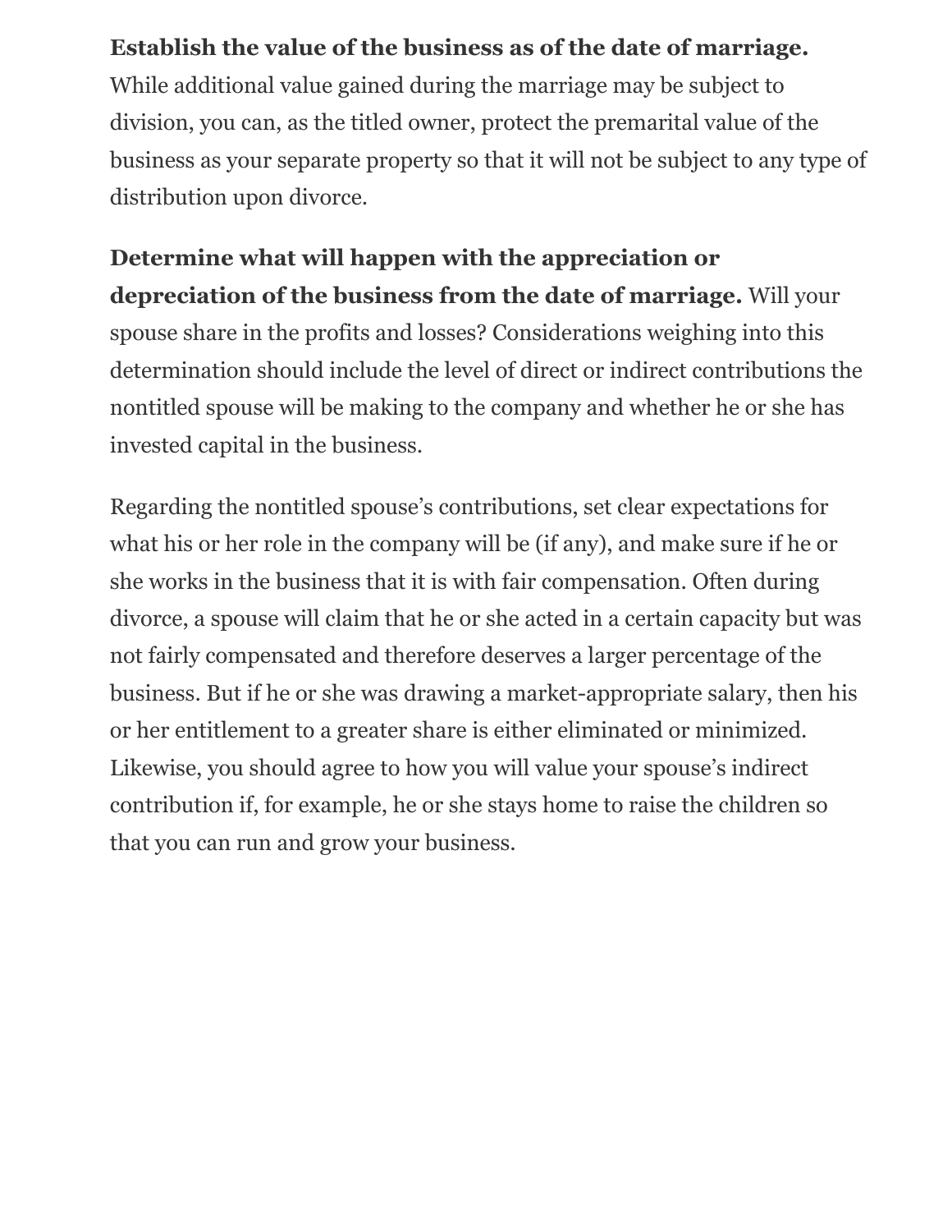**Establish the value of the business as of the date of marriage.** While additional value gained during the marriage may be subject to division, you can, as the titled owner, protect the premarital value of the business as your separate property so that it will not be subject to any type of distribution upon divorce.

**Determine what will happen with the appreciation or depreciation of the business from the date of marriage.** Will your spouse share in the profits and losses? Considerations weighing into this determination should include the level of direct or indirect contributions the nontitled spouse will be making to the company and whether he or she has invested capital in the business.

Regarding the nontitled spouse's contributions, set clear expectations for what his or her role in the company will be (if any), and make sure if he or she works in the business that it is with fair compensation. Often during divorce, a spouse will claim that he or she acted in a certain capacity but was not fairly compensated and therefore deserves a larger percentage of the business. But if he or she was drawing a market-appropriate salary, then his or her entitlement to a greater share is either eliminated or minimized. Likewise, you should agree to how you will value your spouse's indirect contribution if, for example, he or she stays home to raise the children so that you can run and grow your business.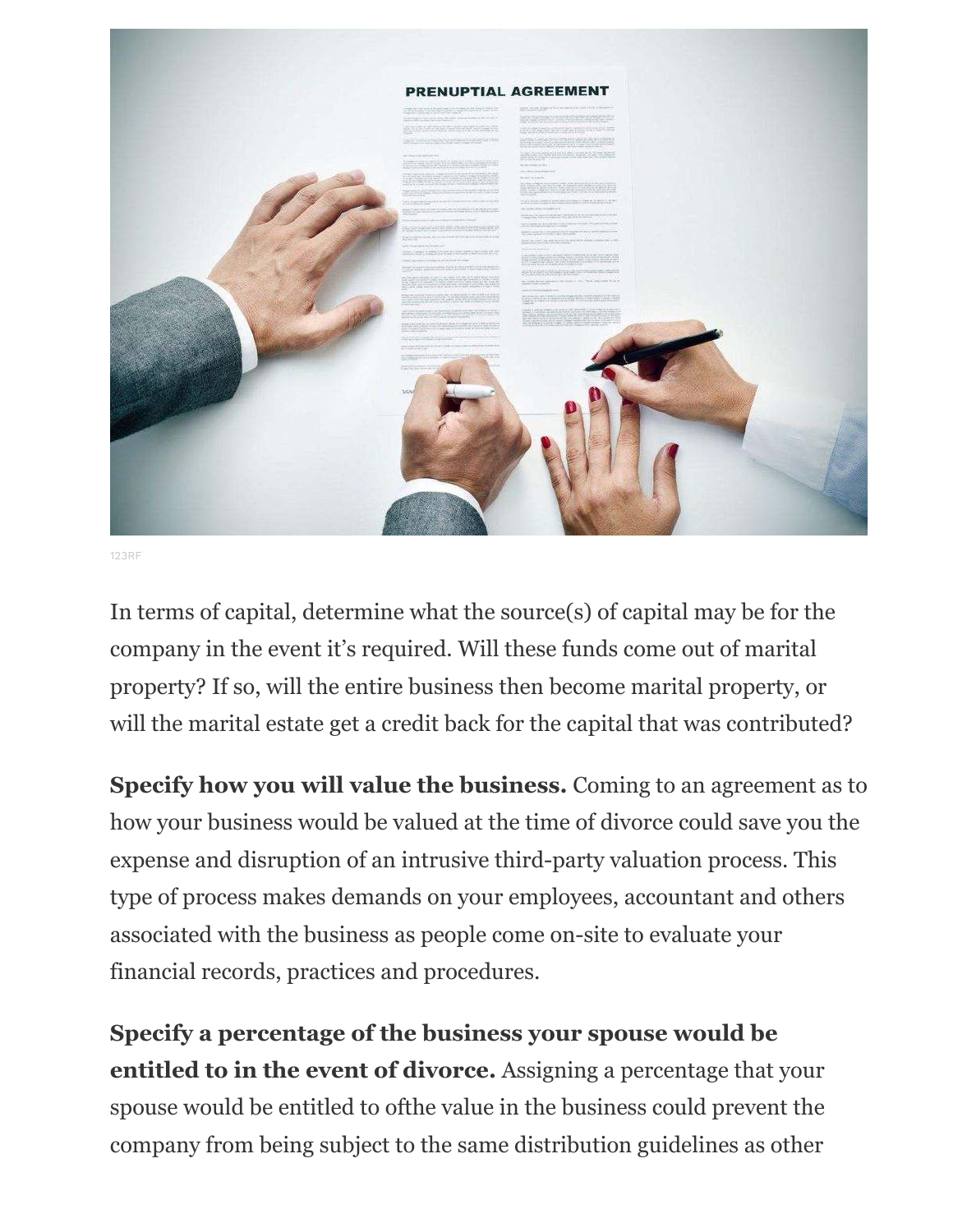123RF

In terms of capital, determine what the source(s) of capital may be for the company in the event it's required. Will these funds come out of marital property? If so, will the entire business then become marital property, or will the marital estate get a credit back for the capital that was contributed?

**Specify how you will value the business.** Coming to an agreement as to how your business would be valued at the time of divorce could save you the expense and disruption of an intrusive third-party valuation process. This type of process makes demands on your employees, accountant and others associated with the business as people come on-site to evaluate your financial records, practices and procedures.

**Specify a percentage of the business your spouse would be entitled to in the event of divorce.** Assigning a percentage that your spouse would be entitled to ofthe value in the business could prevent the company from being subject to the same distribution guidelines as other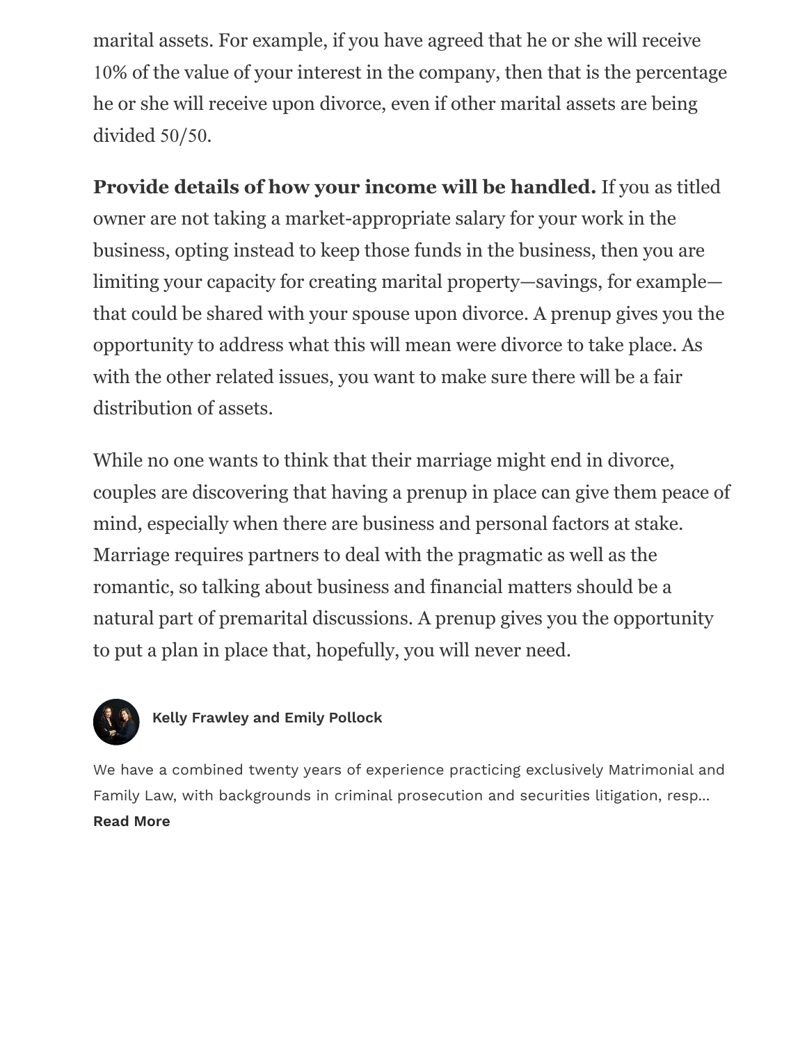marital assets. For example, if you have agreed that he or she will receive 10% of the value of your interest in the company, then that is the percentage he or she will receive upon divorce, even if other marital assets are being divided 50/50.

**Provide details of how your income will be handled.** If you as titled owner are not taking a market-appropriate salary for your work in the business, opting instead to keep those funds in the business, then you are limiting your capacity for creating marital property—savings, for example—that could be shared with your spouse upon divorce. A prenup gives you the opportunity to address what this will mean were divorce to take place. As with the other related issues, you want to make sure there will be a fair distribution of assets.

While no one wants to think that their marriage might end in divorce, couples are discovering that having a prenup in place can give them peace of mind, especially when there are business and personal factors at stake. Marriage requires partners to deal with the pragmatic as well as the romantic, so talking about business and financial matters should be a natural part of premarital discussions. A prenup gives you the opportunity to put a plan in place that, hopefully, you will never need.

**Kelly Frawley and Emily Pollock**

We have a combined twenty years of experience practicing exclusively Matrimonial and Family Law, with backgrounds in criminal prosecution and securities litigation, resp...

**Read More**